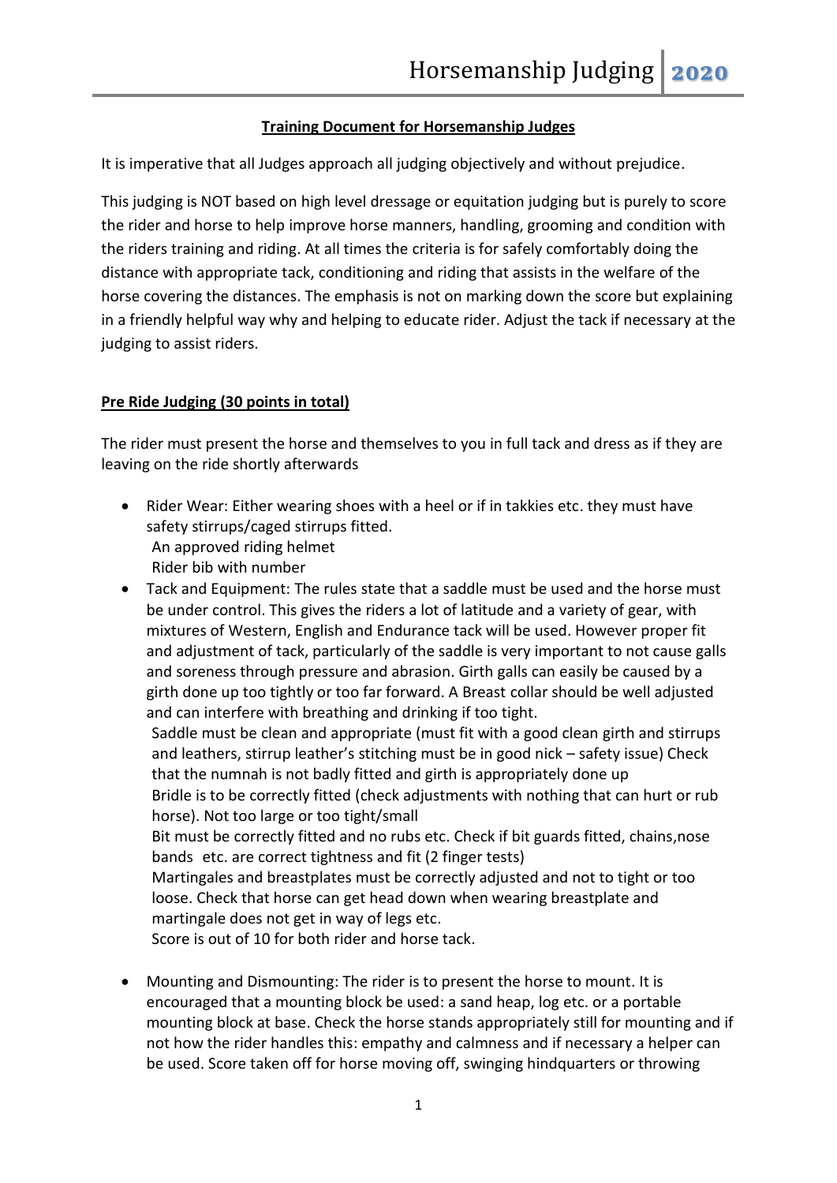## Training Document for Horsemanship Judges

It is imperative that all Judges approach all judging objectively and without prejudice.

This judging is NOT based on high level dressage or equitation judging but is purely to score the rider and horse to help improve horse manners, handling, grooming and condition with the riders training and riding. At all times the criteria is for safely comfortably doing the distance with appropriate tack, conditioning and riding that assists in the welfare of the horse covering the distances. The emphasis is not on marking down the score but explaining in a friendly helpful way why and helping to educate rider. Adjust the tack if necessary at the judging to assist riders.

### Pre Ride Judging (30 points in total)

The rider must present the horse and themselves to you in full tack and dress as if they are leaving on the ride shortly afterwards

- Rider Wear: Either wearing shoes with a heel or if in takkies etc. they must have safety stirrups/caged stirrups fitted.
  An approved riding helmet
  Rider bib with number
- Tack and Equipment: The rules state that a saddle must be used and the horse must be under control. This gives the riders a lot of latitude and a variety of gear, with mixtures of Western, English and Endurance tack will be used. However proper fit and adjustment of tack, particularly of the saddle is very important to not cause galls and soreness through pressure and abrasion. Girth galls can easily be caused by a girth done up too tightly or too far forward. A Breast collar should be well adjusted and can interfere with breathing and drinking if too tight.
  Saddle must be clean and appropriate (must fit with a good clean girth and stirrups and leathers, stirrup leather's stitching must be in good nick – safety issue) Check that the numnah is not badly fitted and girth is appropriately done up
  Bridle is to be correctly fitted (check adjustments with nothing that can hurt or rub horse). Not too large or too tight/small
  Bit must be correctly fitted and no rubs etc. Check if bit guards fitted, chains,nose bands etc. are correct tightness and fit (2 finger tests)
  Martingales and breastplates must be correctly adjusted and not to tight or too loose. Check that horse can get head down when wearing breastplate and martingale does not get in way of legs etc.
  Score is out of 10 for both rider and horse tack.
- Mounting and Dismounting: The rider is to present the horse to mount. It is encouraged that a mounting block be used: a sand heap, log etc. or a portable mounting block at base. Check the horse stands appropriately still for mounting and if not how the rider handles this: empathy and calmness and if necessary a helper can be used. Score taken off for horse moving off, swinging hindquarters or throwing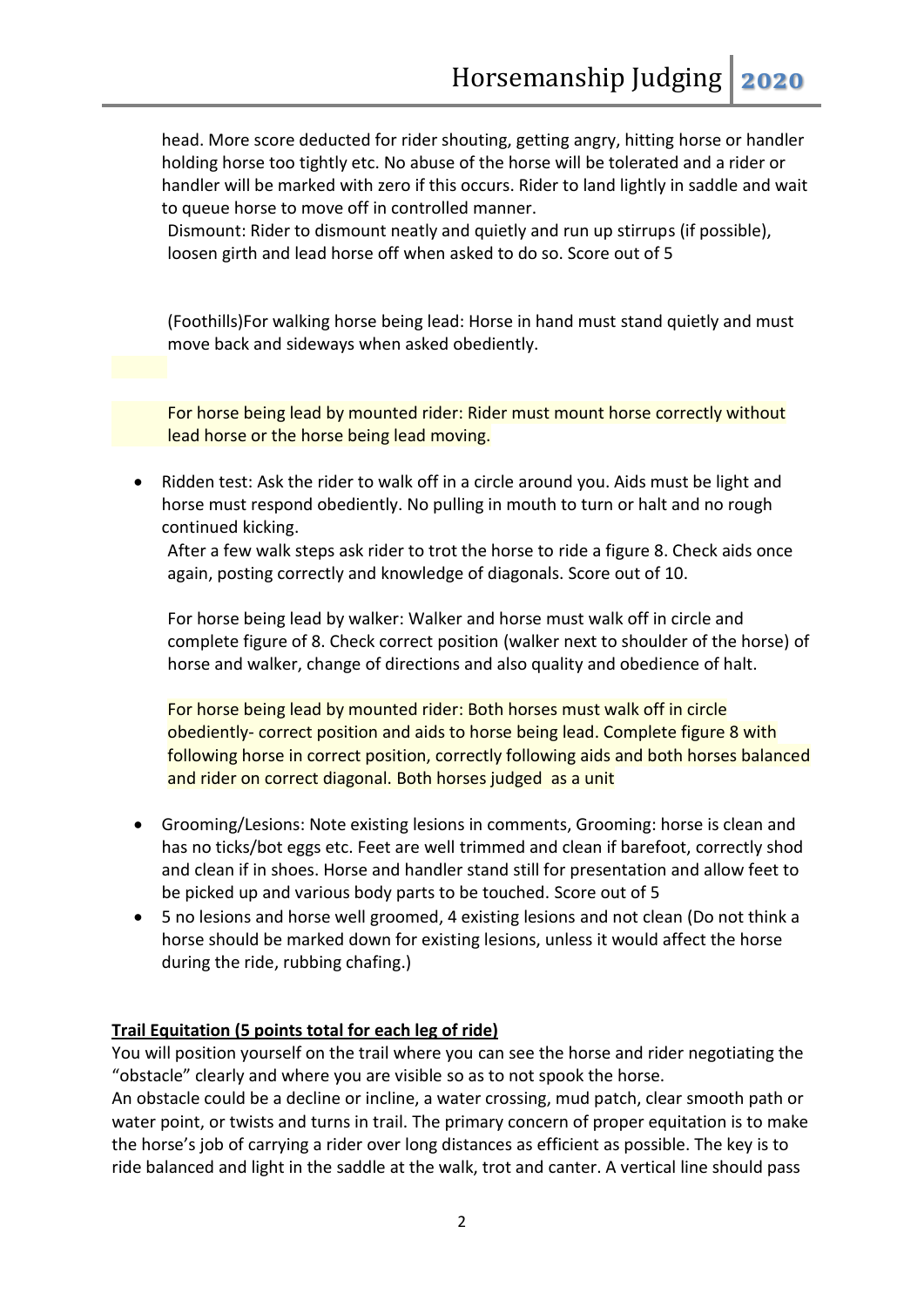head. More score deducted for rider shouting, getting angry, hitting horse or handler holding horse too tightly etc. No abuse of the horse will be tolerated and a rider or handler will be marked with zero if this occurs. Rider to land lightly in saddle and wait to queue horse to move off in controlled manner.

Dismount: Rider to dismount neatly and quietly and run up stirrups (if possible), loosen girth and lead horse off when asked to do so. Score out of 5

(Foothills)For walking horse being lead: Horse in hand must stand quietly and must move back and sideways when asked obediently.

For horse being lead by mounted rider: Rider must mount horse correctly without lead horse or the horse being lead moving.

- Ridden test: Ask the rider to walk off in a circle around you. Aids must be light and horse must respond obediently. No pulling in mouth to turn or halt and no rough continued kicking.

  After a few walk steps ask rider to trot the horse to ride a figure 8. Check aids once again, posting correctly and knowledge of diagonals. Score out of 10.

  For horse being lead by walker: Walker and horse must walk off in circle and complete figure of 8. Check correct position (walker next to shoulder of the horse) of horse and walker, change of directions and also quality and obedience of halt.

  For horse being lead by mounted rider: Both horses must walk off in circle obediently- correct position and aids to horse being lead. Complete figure 8 with following horse in correct position, correctly following aids and both horses balanced and rider on correct diagonal. Both horses judged as a unit

- Grooming/Lesions: Note existing lesions in comments, Grooming: horse is clean and has no ticks/bot eggs etc. Feet are well trimmed and clean if barefoot, correctly shod and clean if in shoes. Horse and handler stand still for presentation and allow feet to be picked up and various body parts to be touched. Score out of 5
- 5 no lesions and horse well groomed, 4 existing lesions and not clean (Do not think a horse should be marked down for existing lesions, unless it would affect the horse during the ride, rubbing chafing.)

**Trail Equitation (5 points total for each leg of ride)**

You will position yourself on the trail where you can see the horse and rider negotiating the "obstacle" clearly and where you are visible so as to not spook the horse.

An obstacle could be a decline or incline, a water crossing, mud patch, clear smooth path or water point, or twists and turns in trail. The primary concern of proper equitation is to make the horse's job of carrying a rider over long distances as efficient as possible. The key is to ride balanced and light in the saddle at the walk, trot and canter. A vertical line should pass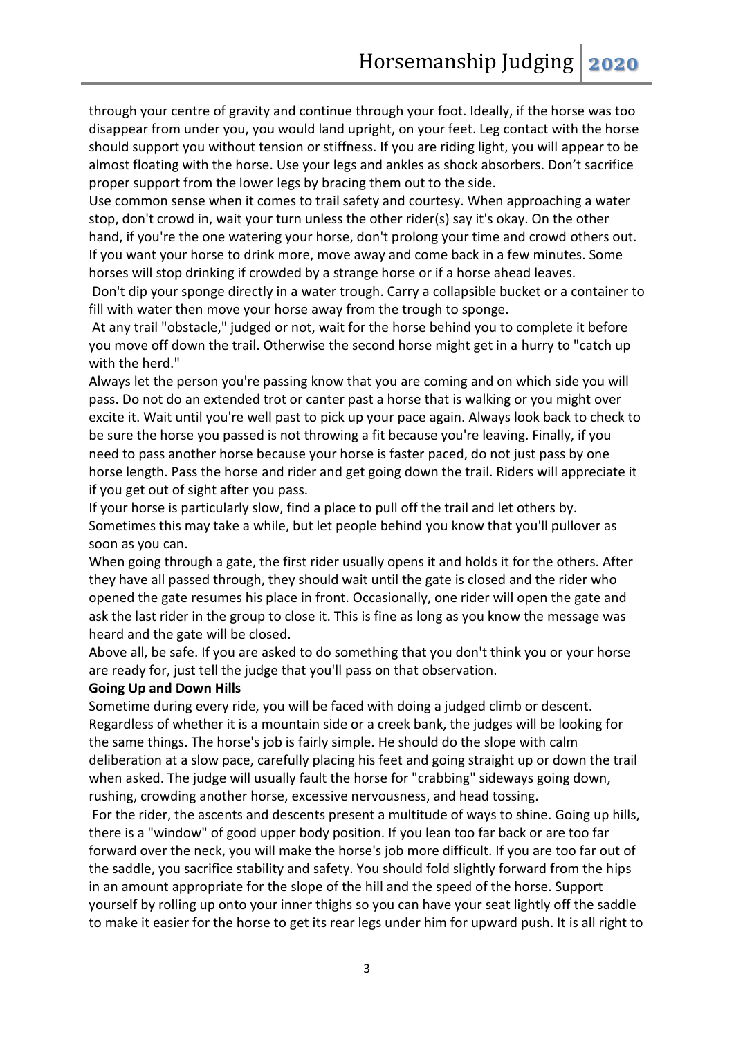through your centre of gravity and continue through your foot. Ideally, if the horse was too disappear from under you, you would land upright, on your feet. Leg contact with the horse should support you without tension or stiffness. If you are riding light, you will appear to be almost floating with the horse. Use your legs and ankles as shock absorbers. Don't sacrifice proper support from the lower legs by bracing them out to the side.

Use common sense when it comes to trail safety and courtesy. When approaching a water stop, don't crowd in, wait your turn unless the other rider(s) say it's okay. On the other hand, if you're the one watering your horse, don't prolong your time and crowd others out. If you want your horse to drink more, move away and come back in a few minutes. Some horses will stop drinking if crowded by a strange horse or if a horse ahead leaves.

Don't dip your sponge directly in a water trough. Carry a collapsible bucket or a container to fill with water then move your horse away from the trough to sponge.

At any trail "obstacle," judged or not, wait for the horse behind you to complete it before you move off down the trail. Otherwise the second horse might get in a hurry to "catch up with the herd."

Always let the person you're passing know that you are coming and on which side you will pass. Do not do an extended trot or canter past a horse that is walking or you might over excite it. Wait until you're well past to pick up your pace again. Always look back to check to be sure the horse you passed is not throwing a fit because you're leaving. Finally, if you need to pass another horse because your horse is faster paced, do not just pass by one horse length. Pass the horse and rider and get going down the trail. Riders will appreciate it if you get out of sight after you pass.

If your horse is particularly slow, find a place to pull off the trail and let others by. Sometimes this may take a while, but let people behind you know that you'll pullover as soon as you can.

When going through a gate, the first rider usually opens it and holds it for the others. After they have all passed through, they should wait until the gate is closed and the rider who opened the gate resumes his place in front. Occasionally, one rider will open the gate and ask the last rider in the group to close it. This is fine as long as you know the message was heard and the gate will be closed.

Above all, be safe. If you are asked to do something that you don't think you or your horse are ready for, just tell the judge that you'll pass on that observation.

**Going Up and Down Hills**

Sometime during every ride, you will be faced with doing a judged climb or descent. Regardless of whether it is a mountain side or a creek bank, the judges will be looking for the same things. The horse's job is fairly simple. He should do the slope with calm deliberation at a slow pace, carefully placing his feet and going straight up or down the trail when asked. The judge will usually fault the horse for "crabbing" sideways going down, rushing, crowding another horse, excessive nervousness, and head tossing.

For the rider, the ascents and descents present a multitude of ways to shine. Going up hills, there is a "window" of good upper body position. If you lean too far back or are too far forward over the neck, you will make the horse's job more difficult. If you are too far out of the saddle, you sacrifice stability and safety. You should fold slightly forward from the hips in an amount appropriate for the slope of the hill and the speed of the horse. Support yourself by rolling up onto your inner thighs so you can have your seat lightly off the saddle to make it easier for the horse to get its rear legs under him for upward push. It is all right to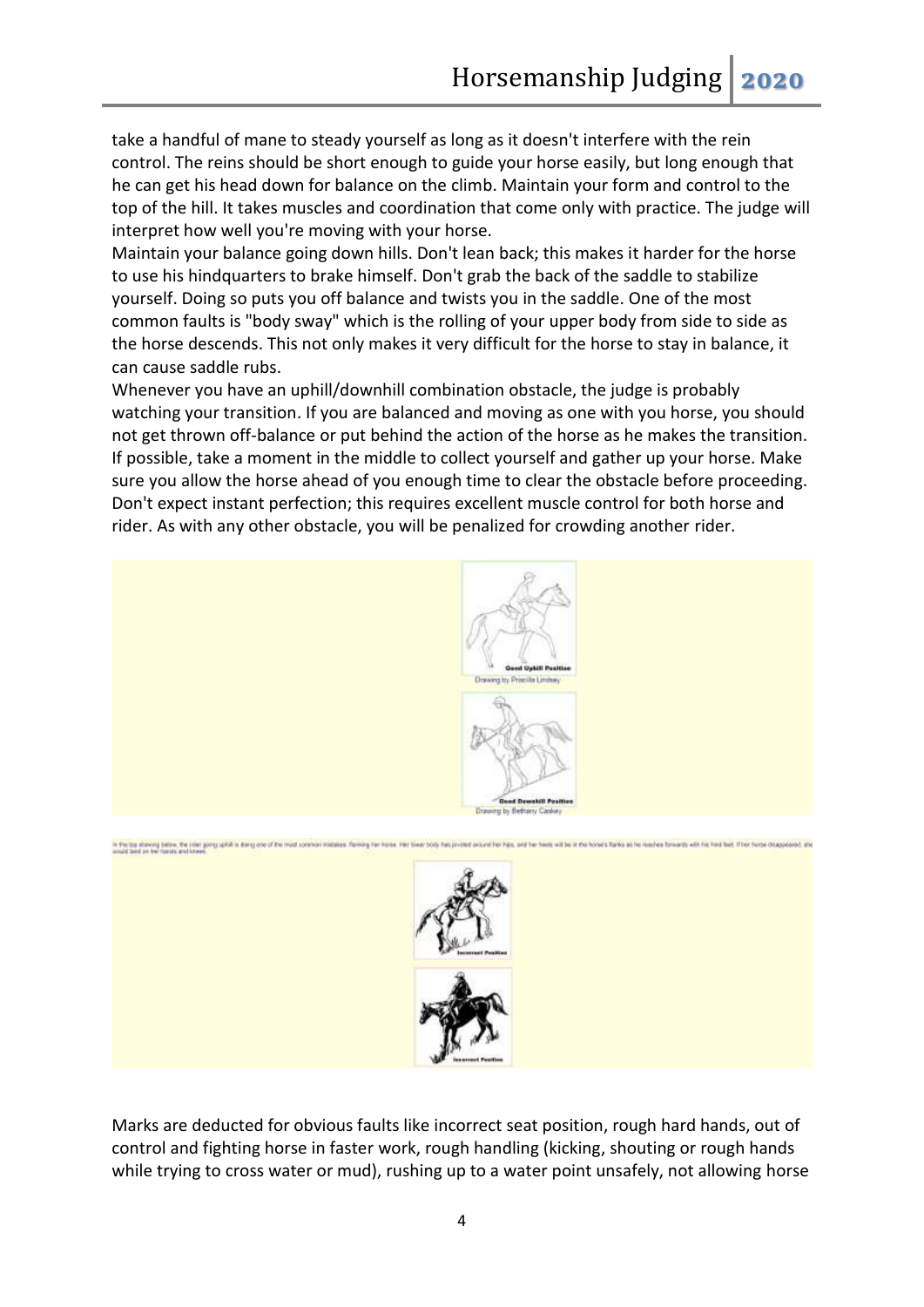take a handful of mane to steady yourself as long as it doesn't interfere with the rein control. The reins should be short enough to guide your horse easily, but long enough that he can get his head down for balance on the climb. Maintain your form and control to the top of the hill. It takes muscles and coordination that come only with practice. The judge will interpret how well you're moving with your horse.

Maintain your balance going down hills. Don't lean back; this makes it harder for the horse to use his hindquarters to brake himself. Don't grab the back of the saddle to stabilize yourself. Doing so puts you off balance and twists you in the saddle. One of the most common faults is "body sway" which is the rolling of your upper body from side to side as the horse descends. This not only makes it very difficult for the horse to stay in balance, it can cause saddle rubs.

Whenever you have an uphill/downhill combination obstacle, the judge is probably watching your transition. If you are balanced and moving as one with you horse, you should not get thrown off-balance or put behind the action of the horse as he makes the transition. If possible, take a moment in the middle to collect yourself and gather up your horse. Make sure you allow the horse ahead of you enough time to clear the obstacle before proceeding. Don't expect instant perfection; this requires excellent muscle control for both horse and rider. As with any other obstacle, you will be penalized for crowding another rider.

Good Uphill Position

Drawing by Priscilla Lindsey

Good Downhill Position

Drawing by Bethany Caskey

In the top drawing below, the rider going uphill is doing one of the most common mistakes: flanking her horse. Her lower body has pivoted around her hips, and her heels will be in the horse's flanks as he reaches forwards with his hind feet. If her horse disappeared, she would land on her hands and knees.

Incorrect Position

Incorrect Position

Marks are deducted for obvious faults like incorrect seat position, rough hard hands, out of control and fighting horse in faster work, rough handling (kicking, shouting or rough hands while trying to cross water or mud), rushing up to a water point unsafely, not allowing horse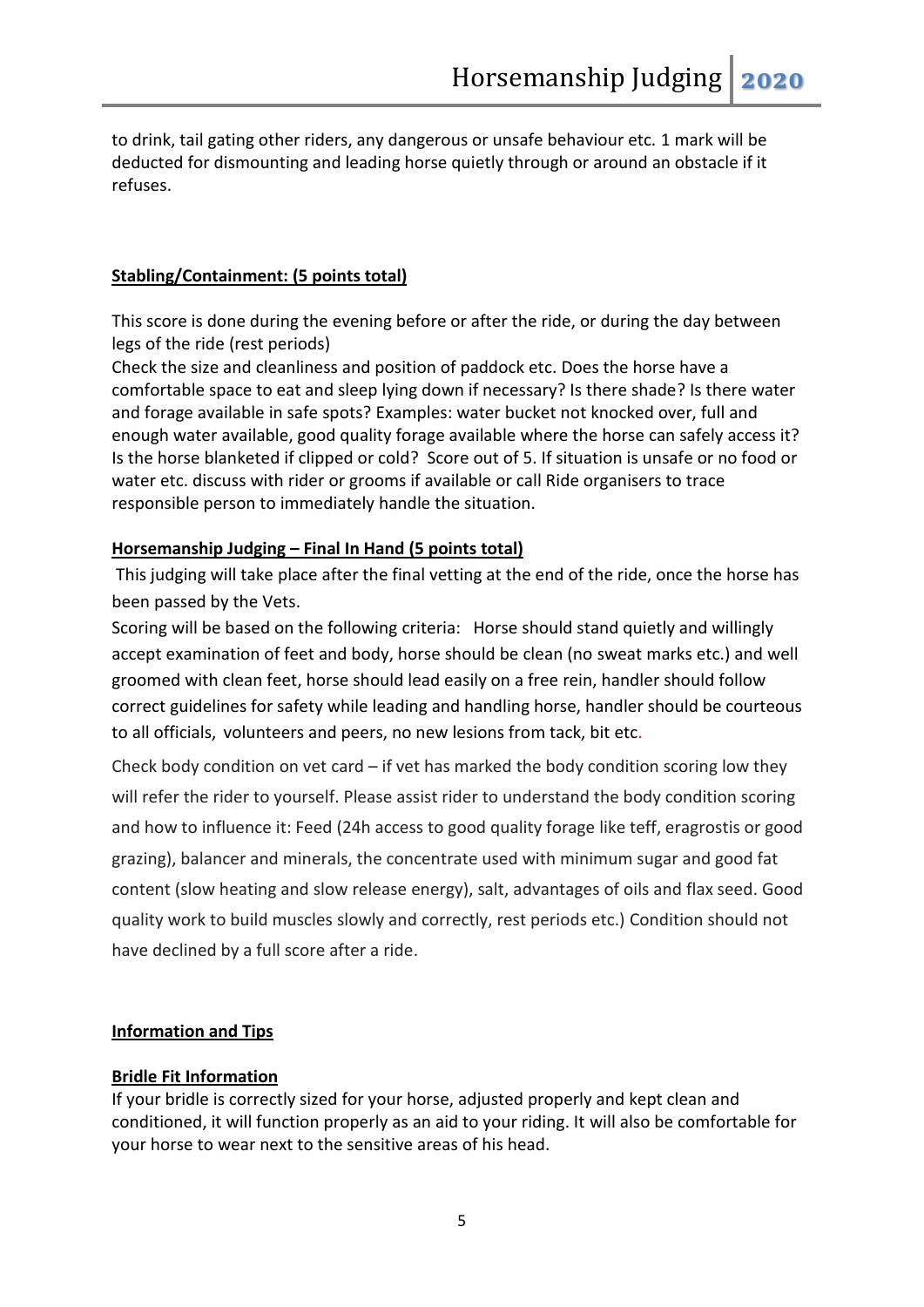to drink, tail gating other riders, any dangerous or unsafe behaviour etc. 1 mark will be deducted for dismounting and leading horse quietly through or around an obstacle if it refuses.

**Stabling/Containment: (5 points total)**

This score is done during the evening before or after the ride, or during the day between legs of the ride (rest periods)

Check the size and cleanliness and position of paddock etc. Does the horse have a comfortable space to eat and sleep lying down if necessary? Is there shade? Is there water and forage available in safe spots? Examples: water bucket not knocked over, full and enough water available, good quality forage available where the horse can safely access it? Is the horse blanketed if clipped or cold? Score out of 5. If situation is unsafe or no food or water etc. discuss with rider or grooms if available or call Ride organisers to trace responsible person to immediately handle the situation.

**Horsemanship Judging – Final In Hand (5 points total)**

This judging will take place after the final vetting at the end of the ride, once the horse has been passed by the Vets.

Scoring will be based on the following criteria: Horse should stand quietly and willingly accept examination of feet and body, horse should be clean (no sweat marks etc.) and well groomed with clean feet, horse should lead easily on a free rein, handler should follow correct guidelines for safety while leading and handling horse, handler should be courteous to all officials, volunteers and peers, no new lesions from tack, bit etc.

Check body condition on vet card – if vet has marked the body condition scoring low they will refer the rider to yourself. Please assist rider to understand the body condition scoring and how to influence it: Feed (24h access to good quality forage like teff, eragrostis or good grazing), balancer and minerals, the concentrate used with minimum sugar and good fat content (slow heating and slow release energy), salt, advantages of oils and flax seed. Good quality work to build muscles slowly and correctly, rest periods etc.) Condition should not have declined by a full score after a ride.

**Information and Tips**

**Bridle Fit Information**

If your bridle is correctly sized for your horse, adjusted properly and kept clean and conditioned, it will function properly as an aid to your riding. It will also be comfortable for your horse to wear next to the sensitive areas of his head.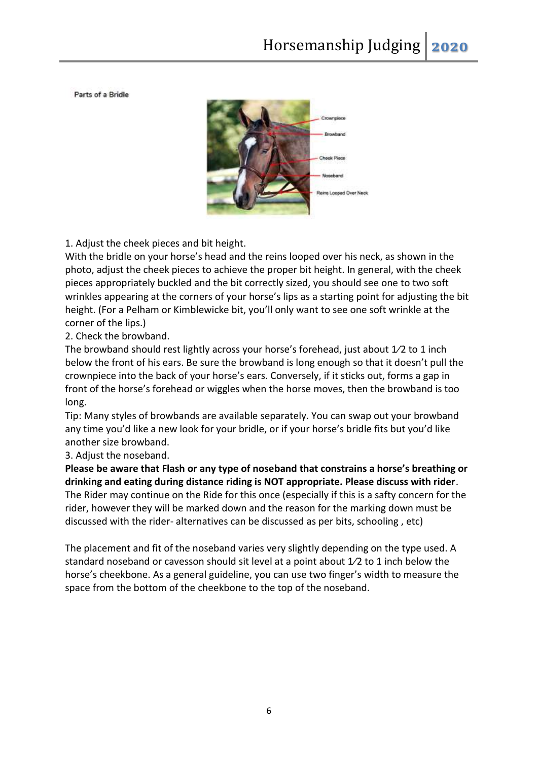Parts of a Bridle

Crownpiece

Browband

Cheek Piece

Noseband

Reins Looped Over Neck

1. Adjust the cheek pieces and bit height.

With the bridle on your horse's head and the reins looped over his neck, as shown in the photo, adjust the cheek pieces to achieve the proper bit height. In general, with the cheek pieces appropriately buckled and the bit correctly sized, you should see one to two soft wrinkles appearing at the corners of your horse's lips as a starting point for adjusting the bit height. (For a Pelham or Kimblewicke bit, you'll only want to see one soft wrinkle at the corner of the lips.)

2. Check the browband.

The browband should rest lightly across your horse's forehead, just about 1⁄2 to 1 inch below the front of his ears. Be sure the browband is long enough so that it doesn't pull the crownpiece into the back of your horse's ears. Conversely, if it sticks out, forms a gap in front of the horse's forehead or wiggles when the horse moves, then the browband is too long.

Tip: Many styles of browbands are available separately. You can swap out your browband any time you'd like a new look for your bridle, or if your horse's bridle fits but you'd like another size browband.

3. Adjust the noseband.

**Please be aware that Flash or any type of noseband that constrains a horse's breathing or drinking and eating during distance riding is NOT appropriate. Please discuss with rider**. The Rider may continue on the Ride for this once (especially if this is a safty concern for the rider, however they will be marked down and the reason for the marking down must be discussed with the rider- alternatives can be discussed as per bits, schooling , etc)

The placement and fit of the noseband varies very slightly depending on the type used. A standard noseband or cavesson should sit level at a point about 1⁄2 to 1 inch below the horse's cheekbone. As a general guideline, you can use two finger's width to measure the space from the bottom of the cheekbone to the top of the noseband.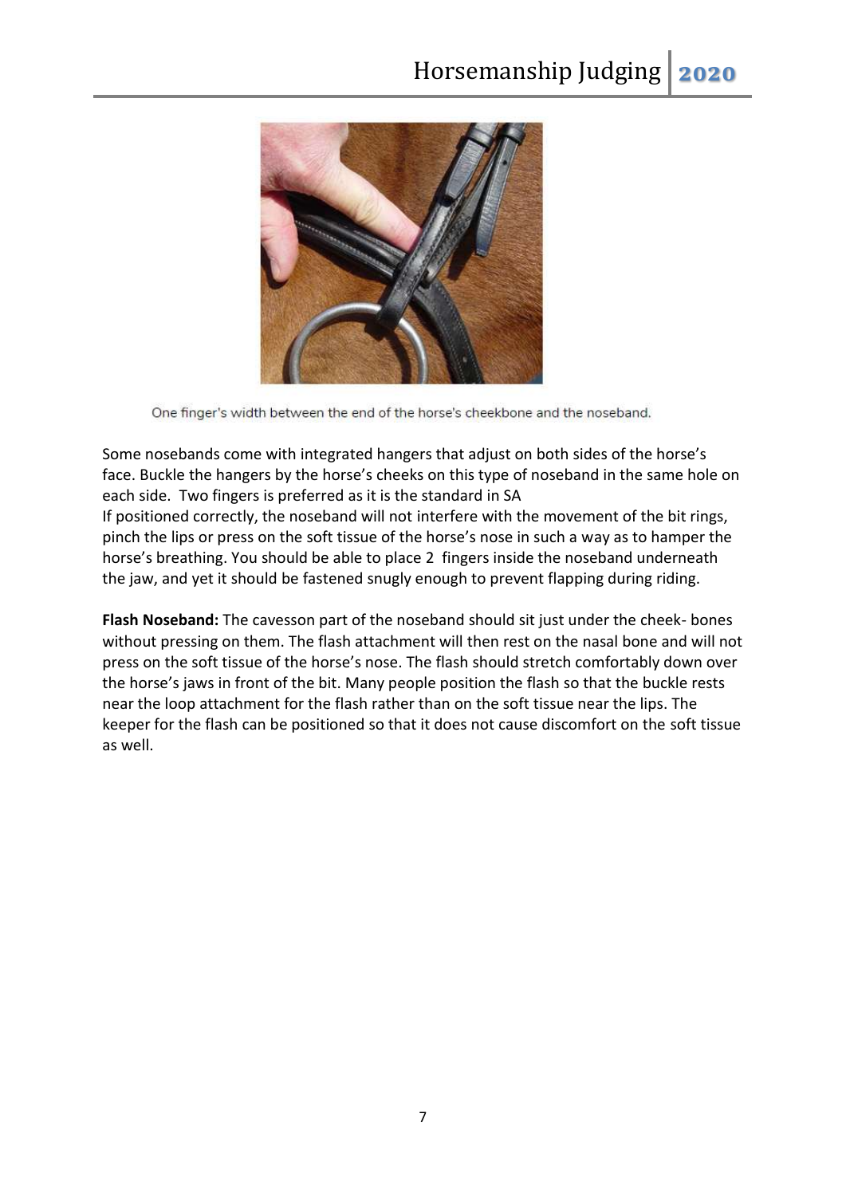One finger's width between the end of the horse's cheekbone and the noseband.

Some nosebands come with integrated hangers that adjust on both sides of the horse's face. Buckle the hangers by the horse's cheeks on this type of noseband in the same hole on each side. Two fingers is preferred as it is the standard in SA
If positioned correctly, the noseband will not interfere with the movement of the bit rings, pinch the lips or press on the soft tissue of the horse's nose in such a way as to hamper the horse's breathing. You should be able to place 2 fingers inside the noseband underneath the jaw, and yet it should be fastened snugly enough to prevent flapping during riding.

**Flash Noseband:** The cavesson part of the noseband should sit just under the cheek- bones without pressing on them. The flash attachment will then rest on the nasal bone and will not press on the soft tissue of the horse's nose. The flash should stretch comfortably down over the horse's jaws in front of the bit. Many people position the flash so that the buckle rests near the loop attachment for the flash rather than on the soft tissue near the lips. The keeper for the flash can be positioned so that it does not cause discomfort on the soft tissue as well.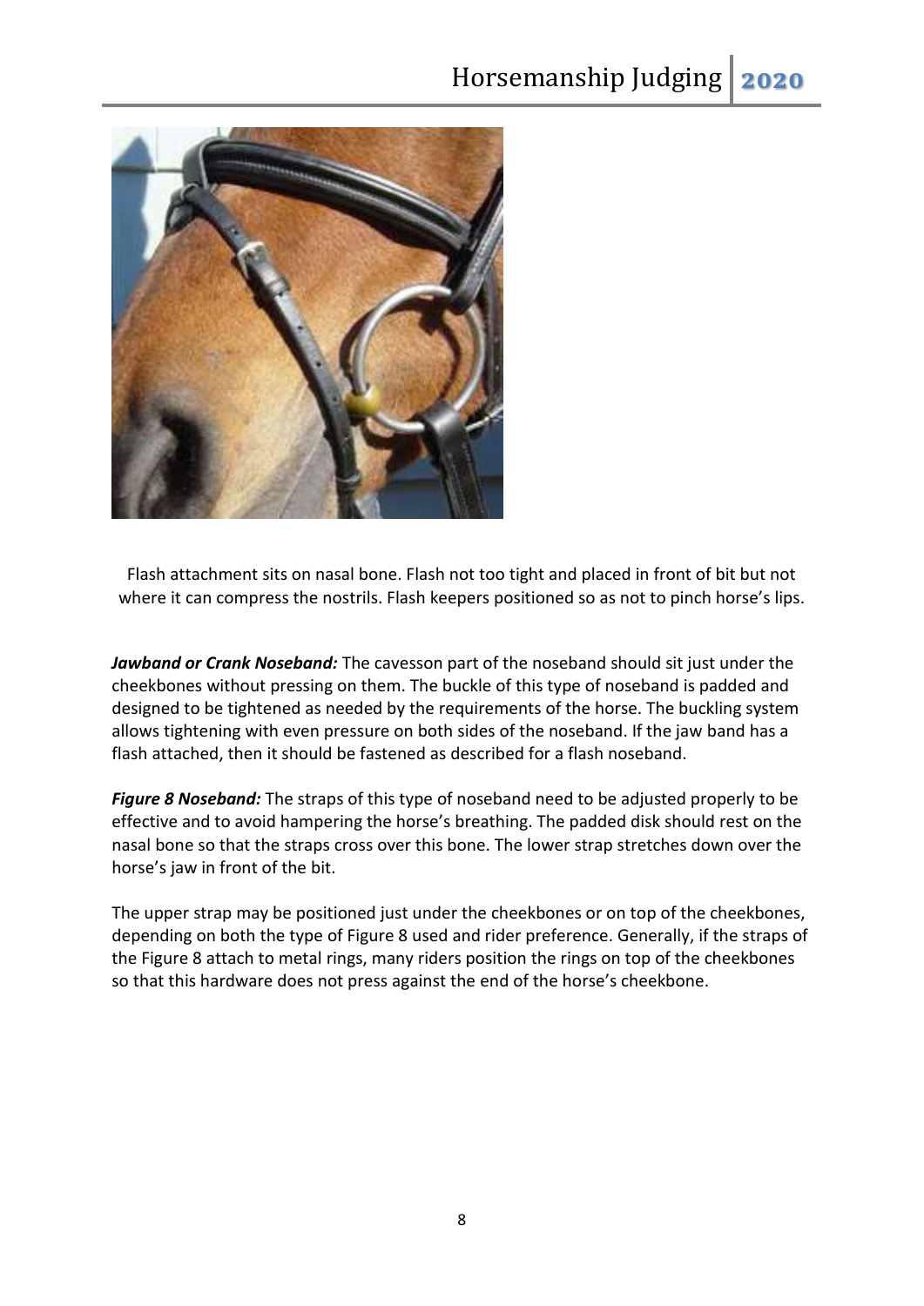Flash attachment sits on nasal bone. Flash not too tight and placed in front of bit but not where it can compress the nostrils. Flash keepers positioned so as not to pinch horse's lips.

***Jawband or Crank Noseband:*** The cavesson part of the noseband should sit just under the cheekbones without pressing on them. The buckle of this type of noseband is padded and designed to be tightened as needed by the requirements of the horse. The buckling system allows tightening with even pressure on both sides of the noseband. If the jaw band has a flash attached, then it should be fastened as described for a flash noseband.

***Figure 8 Noseband:*** The straps of this type of noseband need to be adjusted properly to be effective and to avoid hampering the horse's breathing. The padded disk should rest on the nasal bone so that the straps cross over this bone. The lower strap stretches down over the horse's jaw in front of the bit.

The upper strap may be positioned just under the cheekbones or on top of the cheekbones, depending on both the type of Figure 8 used and rider preference. Generally, if the straps of the Figure 8 attach to metal rings, many riders position the rings on top of the cheekbones so that this hardware does not press against the end of the horse's cheekbone.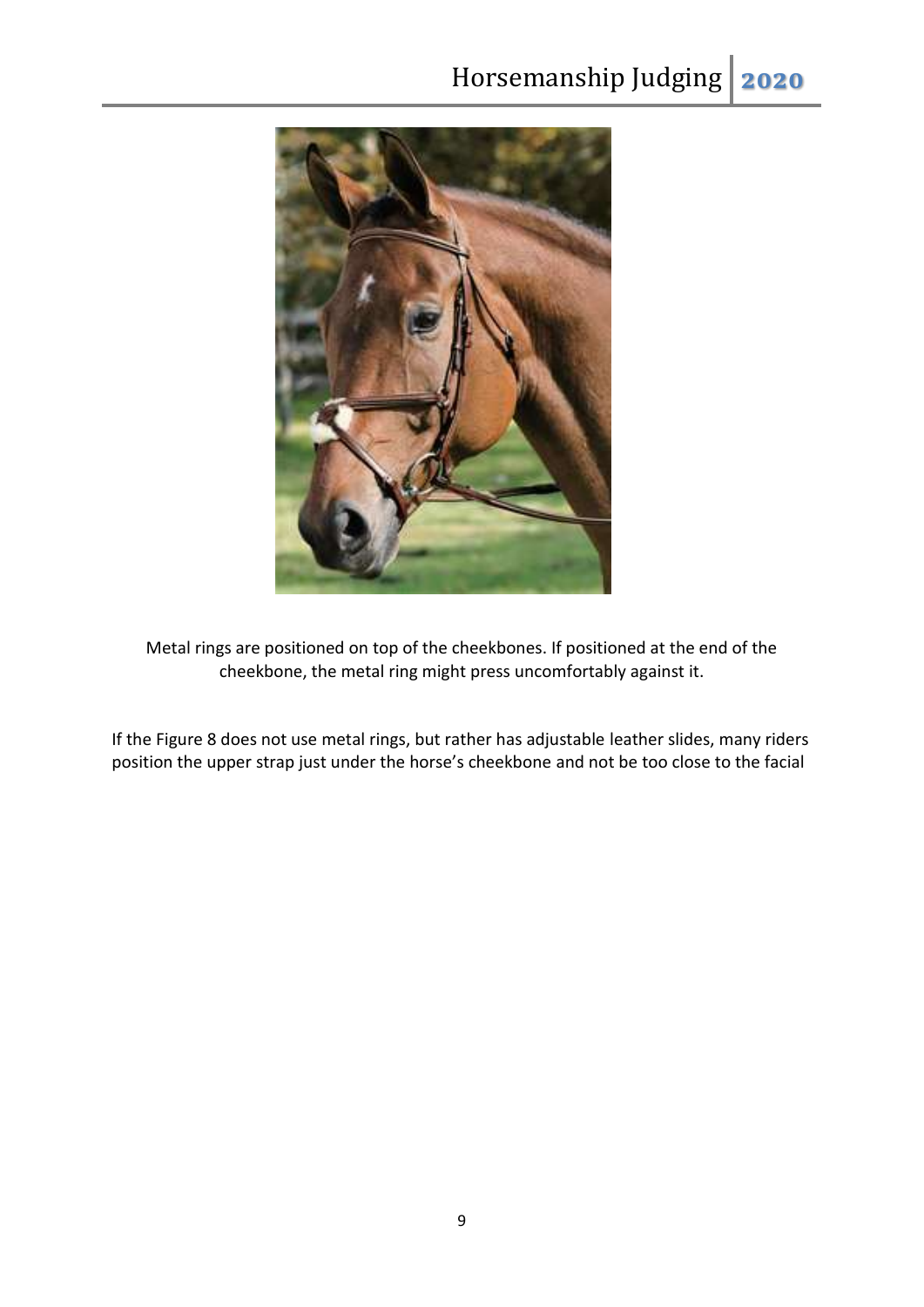Metal rings are positioned on top of the cheekbones. If positioned at the end of the cheekbone, the metal ring might press uncomfortably against it.

If the Figure 8 does not use metal rings, but rather has adjustable leather slides, many riders position the upper strap just under the horse's cheekbone and not be too close to the facial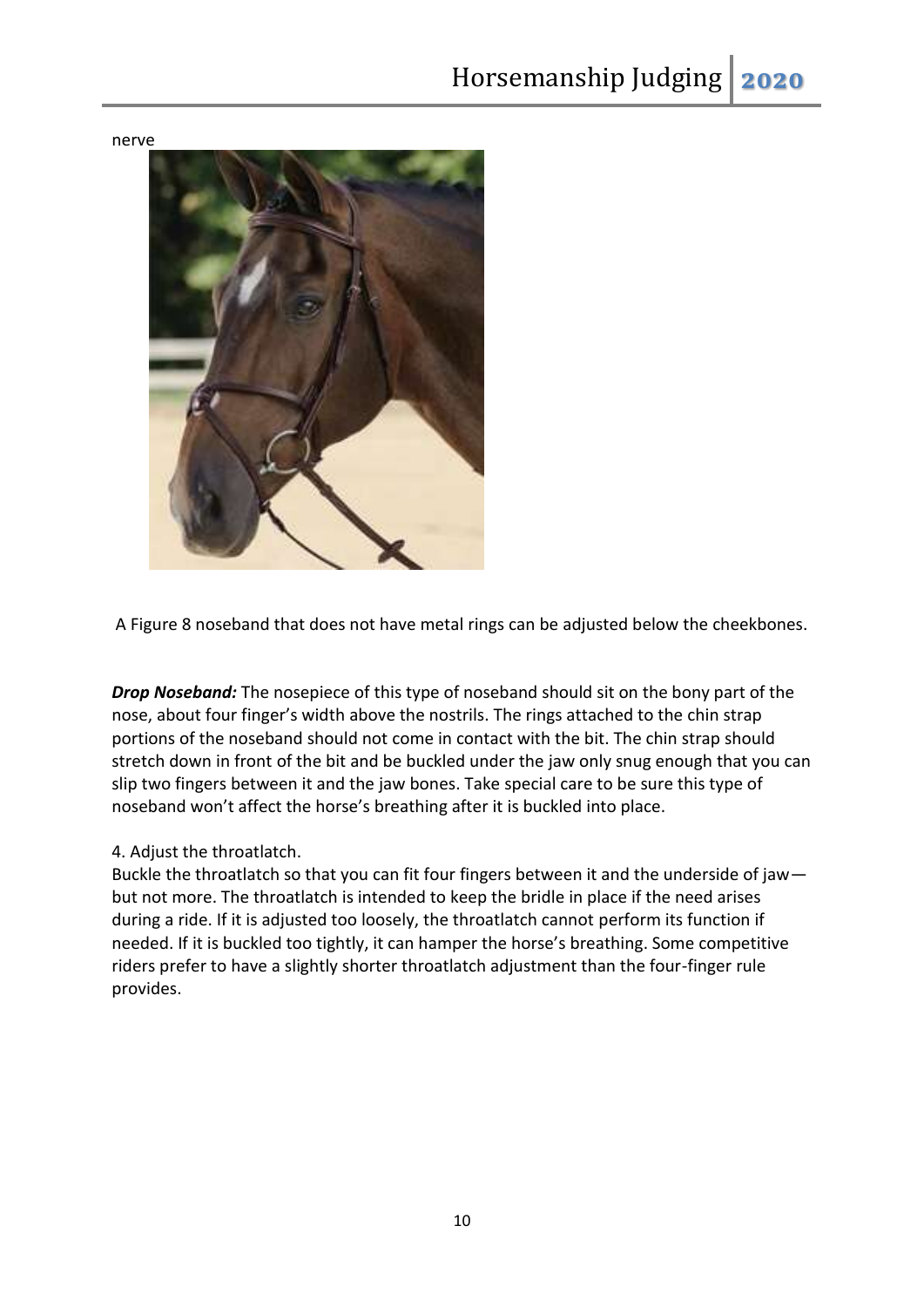nerve

A Figure 8 noseband that does not have metal rings can be adjusted below the cheekbones.

***Drop Noseband:*** The nosepiece of this type of noseband should sit on the bony part of the nose, about four finger's width above the nostrils. The rings attached to the chin strap portions of the noseband should not come in contact with the bit. The chin strap should stretch down in front of the bit and be buckled under the jaw only snug enough that you can slip two fingers between it and the jaw bones. Take special care to be sure this type of noseband won't affect the horse's breathing after it is buckled into place.

4. Adjust the throatlatch.

Buckle the throatlatch so that you can fit four fingers between it and the underside of jaw—but not more. The throatlatch is intended to keep the bridle in place if the need arises during a ride. If it is adjusted too loosely, the throatlatch cannot perform its function if needed. If it is buckled too tightly, it can hamper the horse's breathing. Some competitive riders prefer to have a slightly shorter throatlatch adjustment than the four-finger rule provides.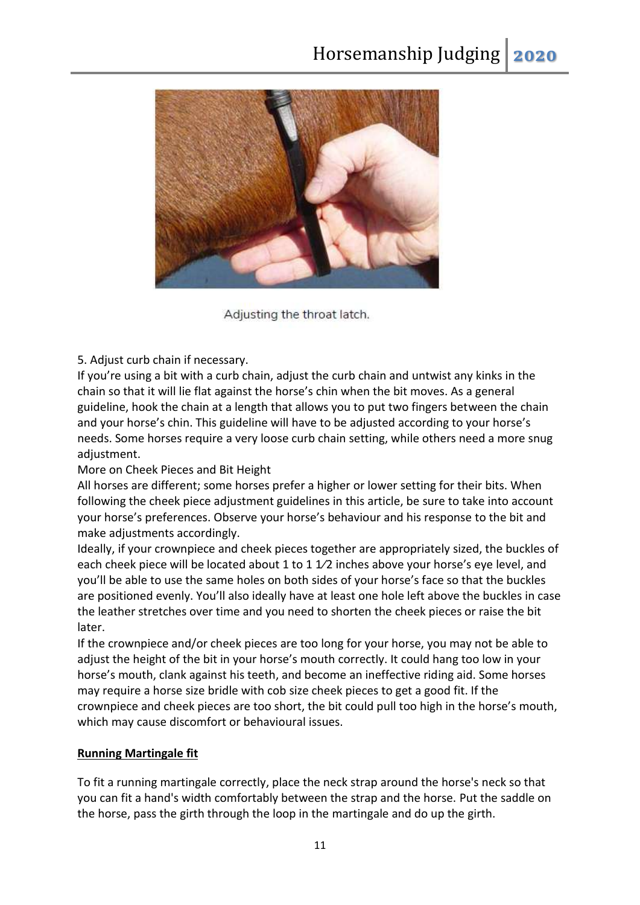Adjusting the throat latch.

5. Adjust curb chain if necessary.

If you're using a bit with a curb chain, adjust the curb chain and untwist any kinks in the chain so that it will lie flat against the horse's chin when the bit moves. As a general guideline, hook the chain at a length that allows you to put two fingers between the chain and your horse's chin. This guideline will have to be adjusted according to your horse's needs. Some horses require a very loose curb chain setting, while others need a more snug adjustment.

More on Cheek Pieces and Bit Height

All horses are different; some horses prefer a higher or lower setting for their bits. When following the cheek piece adjustment guidelines in this article, be sure to take into account your horse's preferences. Observe your horse's behaviour and his response to the bit and make adjustments accordingly.

Ideally, if your crownpiece and cheek pieces together are appropriately sized, the buckles of each cheek piece will be located about 1 to 1 1⁄2 inches above your horse's eye level, and you'll be able to use the same holes on both sides of your horse's face so that the buckles are positioned evenly. You'll also ideally have at least one hole left above the buckles in case the leather stretches over time and you need to shorten the cheek pieces or raise the bit later.

If the crownpiece and/or cheek pieces are too long for your horse, you may not be able to adjust the height of the bit in your horse's mouth correctly. It could hang too low in your horse's mouth, clank against his teeth, and become an ineffective riding aid. Some horses may require a horse size bridle with cob size cheek pieces to get a good fit. If the crownpiece and cheek pieces are too short, the bit could pull too high in the horse's mouth, which may cause discomfort or behavioural issues.

**Running Martingale fit**

To fit a running martingale correctly, place the neck strap around the horse's neck so that you can fit a hand's width comfortably between the strap and the horse. Put the saddle on the horse, pass the girth through the loop in the martingale and do up the girth.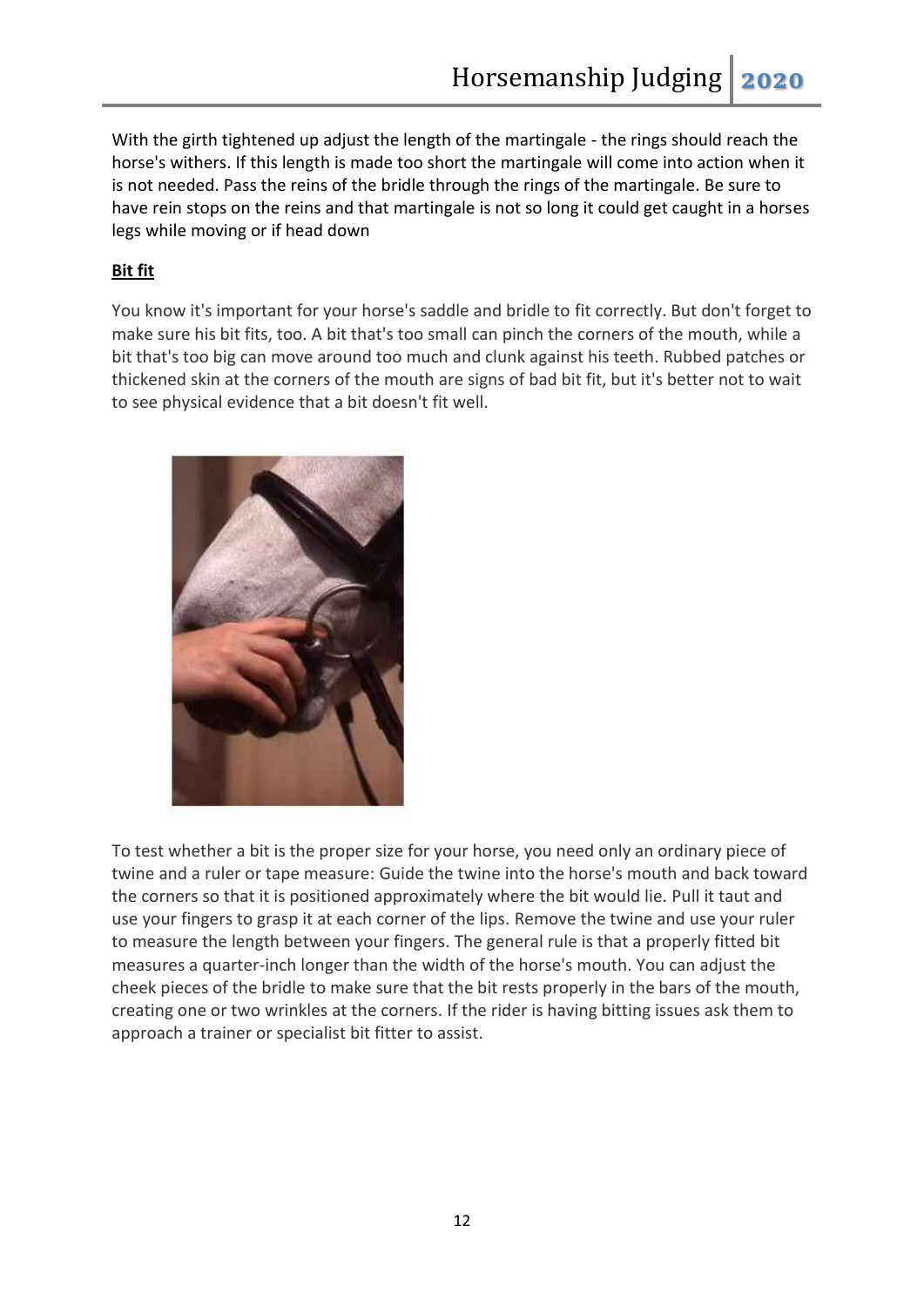With the girth tightened up adjust the length of the martingale - the rings should reach the horse's withers. If this length is made too short the martingale will come into action when it is not needed. Pass the reins of the bridle through the rings of the martingale. Be sure to have rein stops on the reins and that martingale is not so long it could get caught in a horses legs while moving or if head down

**Bit fit**

You know it's important for your horse's saddle and bridle to fit correctly. But don't forget to make sure his bit fits, too. A bit that's too small can pinch the corners of the mouth, while a bit that's too big can move around too much and clunk against his teeth. Rubbed patches or thickened skin at the corners of the mouth are signs of bad bit fit, but it's better not to wait to see physical evidence that a bit doesn't fit well.

To test whether a bit is the proper size for your horse, you need only an ordinary piece of twine and a ruler or tape measure: Guide the twine into the horse's mouth and back toward the corners so that it is positioned approximately where the bit would lie. Pull it taut and use your fingers to grasp it at each corner of the lips. Remove the twine and use your ruler to measure the length between your fingers. The general rule is that a properly fitted bit measures a quarter-inch longer than the width of the horse's mouth. You can adjust the cheek pieces of the bridle to make sure that the bit rests properly in the bars of the mouth, creating one or two wrinkles at the corners. If the rider is having bitting issues ask them to approach a trainer or specialist bit fitter to assist.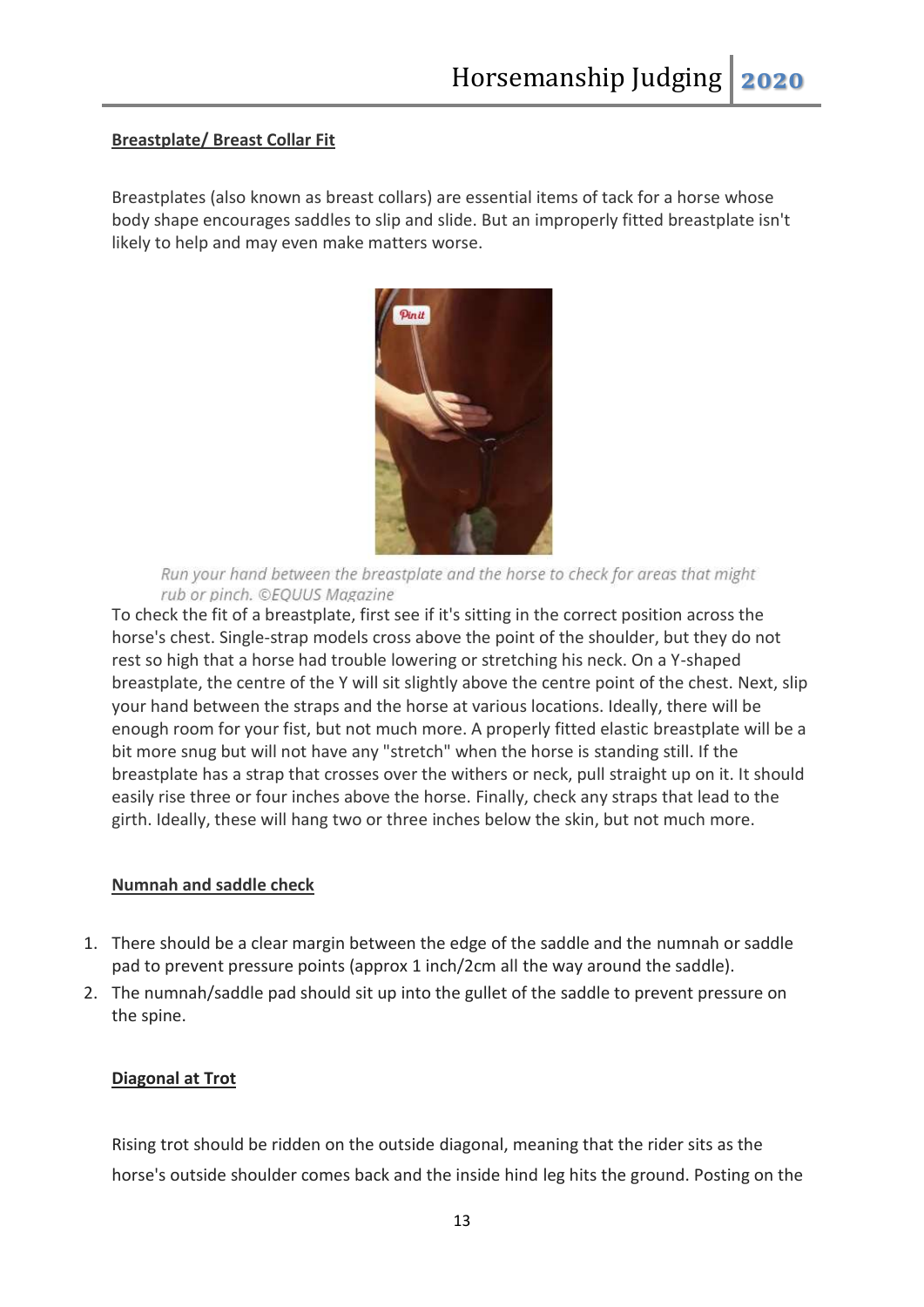**Breastplate/ Breast Collar Fit**

Breastplates (also known as breast collars) are essential items of tack for a horse whose body shape encourages saddles to slip and slide. But an improperly fitted breastplate isn't likely to help and may even make matters worse.

*Run your hand between the breastplate and the horse to check for areas that might rub or pinch. ©EQUUS Magazine*

To check the fit of a breastplate, first see if it's sitting in the correct position across the horse's chest. Single-strap models cross above the point of the shoulder, but they do not rest so high that a horse had trouble lowering or stretching his neck. On a Y-shaped breastplate, the centre of the Y will sit slightly above the centre point of the chest. Next, slip your hand between the straps and the horse at various locations. Ideally, there will be enough room for your fist, but not much more. A properly fitted elastic breastplate will be a bit more snug but will not have any "stretch" when the horse is standing still. If the breastplate has a strap that crosses over the withers or neck, pull straight up on it. It should easily rise three or four inches above the horse. Finally, check any straps that lead to the girth. Ideally, these will hang two or three inches below the skin, but not much more.

**Numnah and saddle check**

1. There should be a clear margin between the edge of the saddle and the numnah or saddle pad to prevent pressure points (approx 1 inch/2cm all the way around the saddle).
2. The numnah/saddle pad should sit up into the gullet of the saddle to prevent pressure on the spine.

**Diagonal at Trot**

Rising trot should be ridden on the outside diagonal, meaning that the rider sits as the horse's outside shoulder comes back and the inside hind leg hits the ground. Posting on the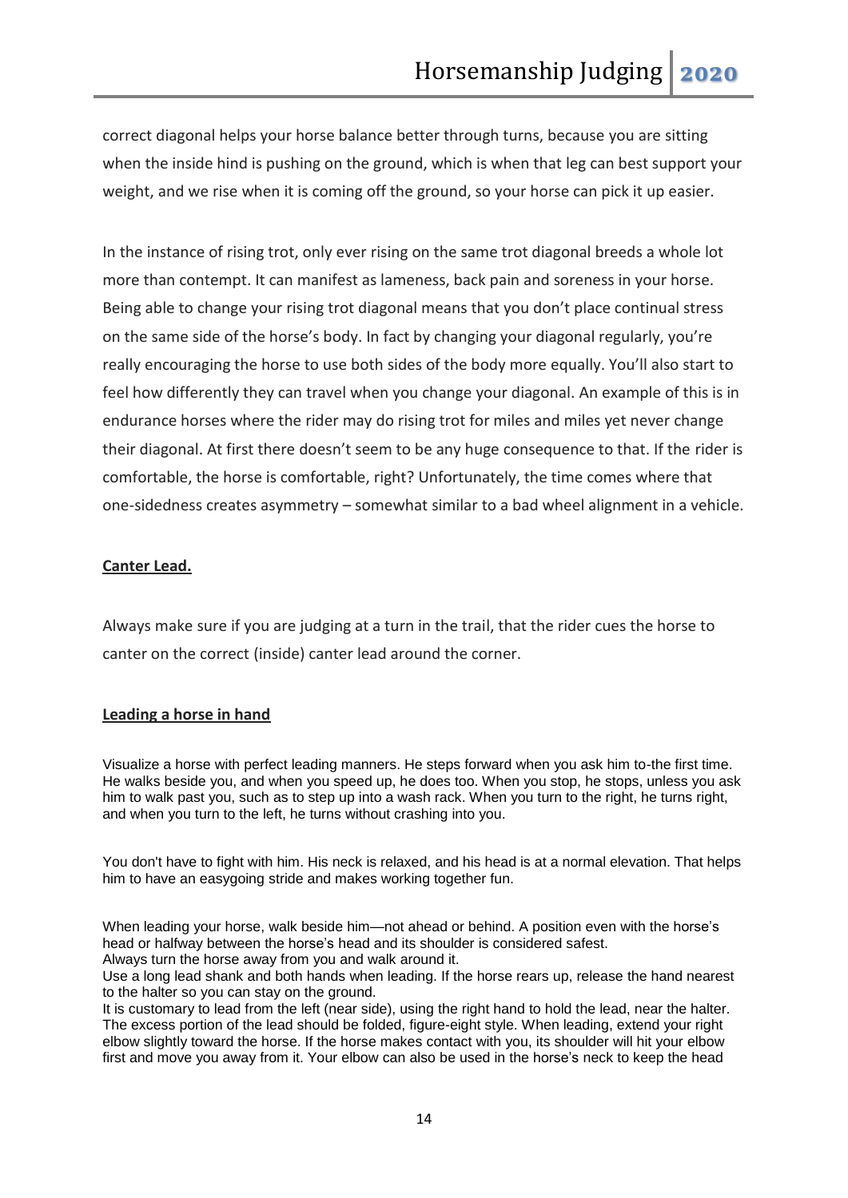correct diagonal helps your horse balance better through turns, because you are sitting when the inside hind is pushing on the ground, which is when that leg can best support your weight, and we rise when it is coming off the ground, so your horse can pick it up easier.

In the instance of rising trot, only ever rising on the same trot diagonal breeds a whole lot more than contempt. It can manifest as lameness, back pain and soreness in your horse. Being able to change your rising trot diagonal means that you don't place continual stress on the same side of the horse's body. In fact by changing your diagonal regularly, you're really encouraging the horse to use both sides of the body more equally. You'll also start to feel how differently they can travel when you change your diagonal. An example of this is in endurance horses where the rider may do rising trot for miles and miles yet never change their diagonal. At first there doesn't seem to be any huge consequence to that. If the rider is comfortable, the horse is comfortable, right? Unfortunately, the time comes where that one-sidedness creates asymmetry – somewhat similar to a bad wheel alignment in a vehicle.

**Canter Lead.**

Always make sure if you are judging at a turn in the trail, that the rider cues the horse to canter on the correct (inside) canter lead around the corner.

**Leading a horse in hand**

Visualize a horse with perfect leading manners. He steps forward when you ask him to-the first time. He walks beside you, and when you speed up, he does too. When you stop, he stops, unless you ask him to walk past you, such as to step up into a wash rack. When you turn to the right, he turns right, and when you turn to the left, he turns without crashing into you.

You don't have to fight with him. His neck is relaxed, and his head is at a normal elevation. That helps him to have an easygoing stride and makes working together fun.

When leading your horse, walk beside him—not ahead or behind. A position even with the horse's head or halfway between the horse's head and its shoulder is considered safest.
Always turn the horse away from you and walk around it.
Use a long lead shank and both hands when leading. If the horse rears up, release the hand nearest to the halter so you can stay on the ground.
It is customary to lead from the left (near side), using the right hand to hold the lead, near the halter. The excess portion of the lead should be folded, figure-eight style. When leading, extend your right elbow slightly toward the horse. If the horse makes contact with you, its shoulder will hit your elbow first and move you away from it. Your elbow can also be used in the horse's neck to keep the head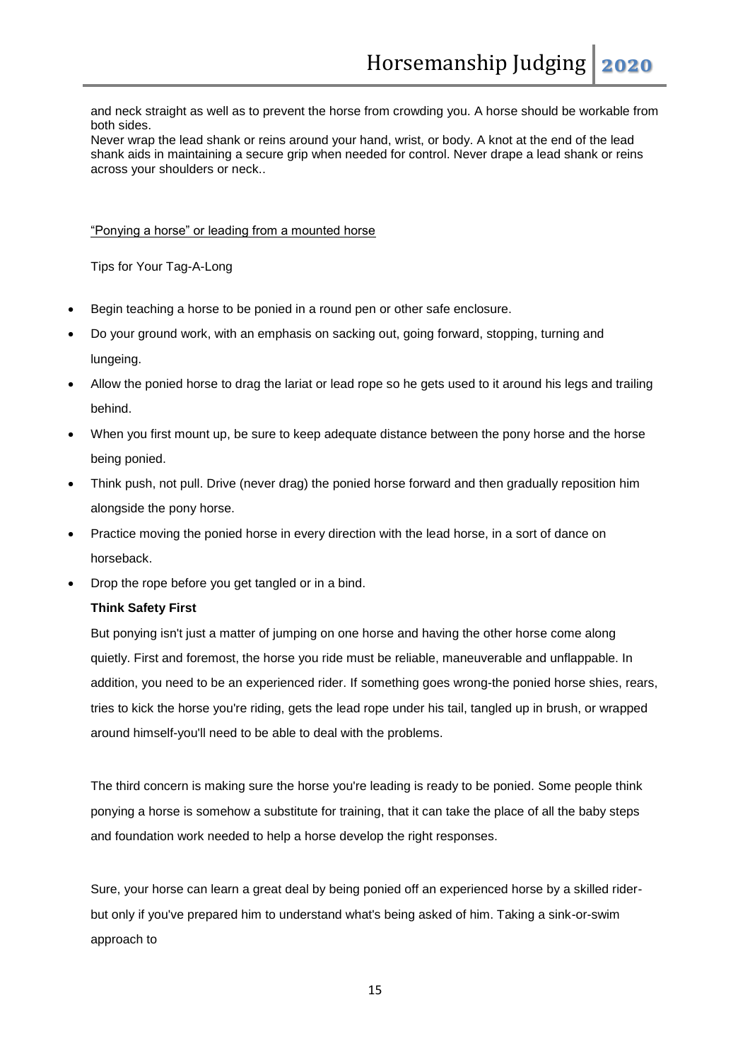and neck straight as well as to prevent the horse from crowding you. A horse should be workable from both sides.
Never wrap the lead shank or reins around your hand, wrist, or body. A knot at the end of the lead shank aids in maintaining a secure grip when needed for control. Never drape a lead shank or reins across your shoulders or neck..

<u>"Ponying a horse" or leading from a mounted horse</u>

Tips for Your Tag-A-Long

- Begin teaching a horse to be ponied in a round pen or other safe enclosure.
- Do your ground work, with an emphasis on sacking out, going forward, stopping, turning and lungeing.
- Allow the ponied horse to drag the lariat or lead rope so he gets used to it around his legs and trailing behind.
- When you first mount up, be sure to keep adequate distance between the pony horse and the horse being ponied.
- Think push, not pull. Drive (never drag) the ponied horse forward and then gradually reposition him alongside the pony horse.
- Practice moving the ponied horse in every direction with the lead horse, in a sort of dance on horseback.
- Drop the rope before you get tangled or in a bind.

**Think Safety First**

But ponying isn't just a matter of jumping on one horse and having the other horse come along quietly. First and foremost, the horse you ride must be reliable, maneuverable and unflappable. In addition, you need to be an experienced rider. If something goes wrong-the ponied horse shies, rears, tries to kick the horse you're riding, gets the lead rope under his tail, tangled up in brush, or wrapped around himself-you'll need to be able to deal with the problems.

The third concern is making sure the horse you're leading is ready to be ponied. Some people think ponying a horse is somehow a substitute for training, that it can take the place of all the baby steps and foundation work needed to help a horse develop the right responses.

Sure, your horse can learn a great deal by being ponied off an experienced horse by a skilled rider-but only if you've prepared him to understand what's being asked of him. Taking a sink-or-swim approach to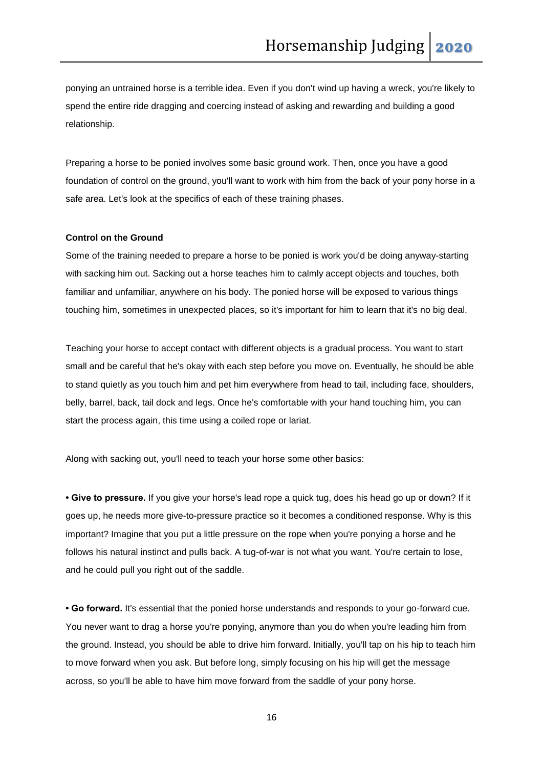ponying an untrained horse is a terrible idea. Even if you don't wind up having a wreck, you're likely to spend the entire ride dragging and coercing instead of asking and rewarding and building a good relationship.

Preparing a horse to be ponied involves some basic ground work. Then, once you have a good foundation of control on the ground, you'll want to work with him from the back of your pony horse in a safe area. Let's look at the specifics of each of these training phases.

**Control on the Ground**

Some of the training needed to prepare a horse to be ponied is work you'd be doing anyway-starting with sacking him out. Sacking out a horse teaches him to calmly accept objects and touches, both familiar and unfamiliar, anywhere on his body. The ponied horse will be exposed to various things touching him, sometimes in unexpected places, so it's important for him to learn that it's no big deal.

Teaching your horse to accept contact with different objects is a gradual process. You want to start small and be careful that he's okay with each step before you move on. Eventually, he should be able to stand quietly as you touch him and pet him everywhere from head to tail, including face, shoulders, belly, barrel, back, tail dock and legs. Once he's comfortable with your hand touching him, you can start the process again, this time using a coiled rope or lariat.

Along with sacking out, you'll need to teach your horse some other basics:

- **Give to pressure.** If you give your horse's lead rope a quick tug, does his head go up or down? If it goes up, he needs more give-to-pressure practice so it becomes a conditioned response. Why is this important? Imagine that you put a little pressure on the rope when you're ponying a horse and he follows his natural instinct and pulls back. A tug-of-war is not what you want. You're certain to lose, and he could pull you right out of the saddle.

- **Go forward.** It's essential that the ponied horse understands and responds to your go-forward cue. You never want to drag a horse you're ponying, anymore than you do when you're leading him from the ground. Instead, you should be able to drive him forward. Initially, you'll tap on his hip to teach him to move forward when you ask. But before long, simply focusing on his hip will get the message across, so you'll be able to have him move forward from the saddle of your pony horse.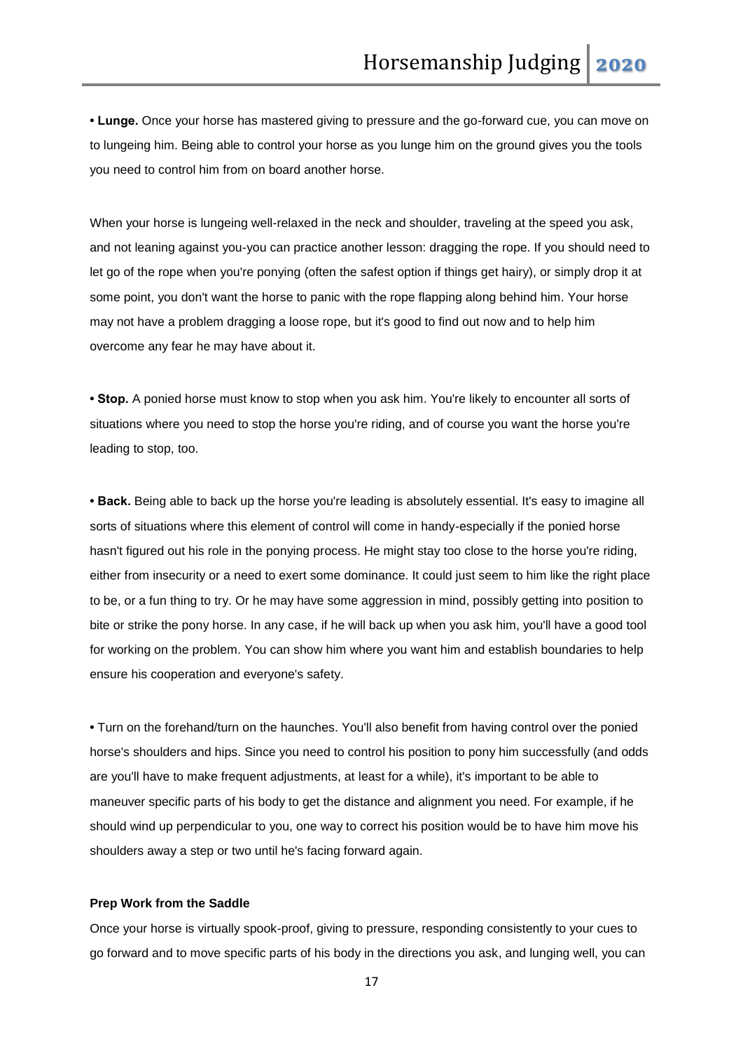**• Lunge.** Once your horse has mastered giving to pressure and the go-forward cue, you can move on to lungeing him. Being able to control your horse as you lunge him on the ground gives you the tools you need to control him from on board another horse.

When your horse is lungeing well-relaxed in the neck and shoulder, traveling at the speed you ask, and not leaning against you-you can practice another lesson: dragging the rope. If you should need to let go of the rope when you're ponying (often the safest option if things get hairy), or simply drop it at some point, you don't want the horse to panic with the rope flapping along behind him. Your horse may not have a problem dragging a loose rope, but it's good to find out now and to help him overcome any fear he may have about it.

**• Stop.** A ponied horse must know to stop when you ask him. You're likely to encounter all sorts of situations where you need to stop the horse you're riding, and of course you want the horse you're leading to stop, too.

**• Back.** Being able to back up the horse you're leading is absolutely essential. It's easy to imagine all sorts of situations where this element of control will come in handy-especially if the ponied horse hasn't figured out his role in the ponying process. He might stay too close to the horse you're riding, either from insecurity or a need to exert some dominance. It could just seem to him like the right place to be, or a fun thing to try. Or he may have some aggression in mind, possibly getting into position to bite or strike the pony horse. In any case, if he will back up when you ask him, you'll have a good tool for working on the problem. You can show him where you want him and establish boundaries to help ensure his cooperation and everyone's safety.

• Turn on the forehand/turn on the haunches. You'll also benefit from having control over the ponied horse's shoulders and hips. Since you need to control his position to pony him successfully (and odds are you'll have to make frequent adjustments, at least for a while), it's important to be able to maneuver specific parts of his body to get the distance and alignment you need. For example, if he should wind up perpendicular to you, one way to correct his position would be to have him move his shoulders away a step or two until he's facing forward again.

**Prep Work from the Saddle**

Once your horse is virtually spook-proof, giving to pressure, responding consistently to your cues to go forward and to move specific parts of his body in the directions you ask, and lunging well, you can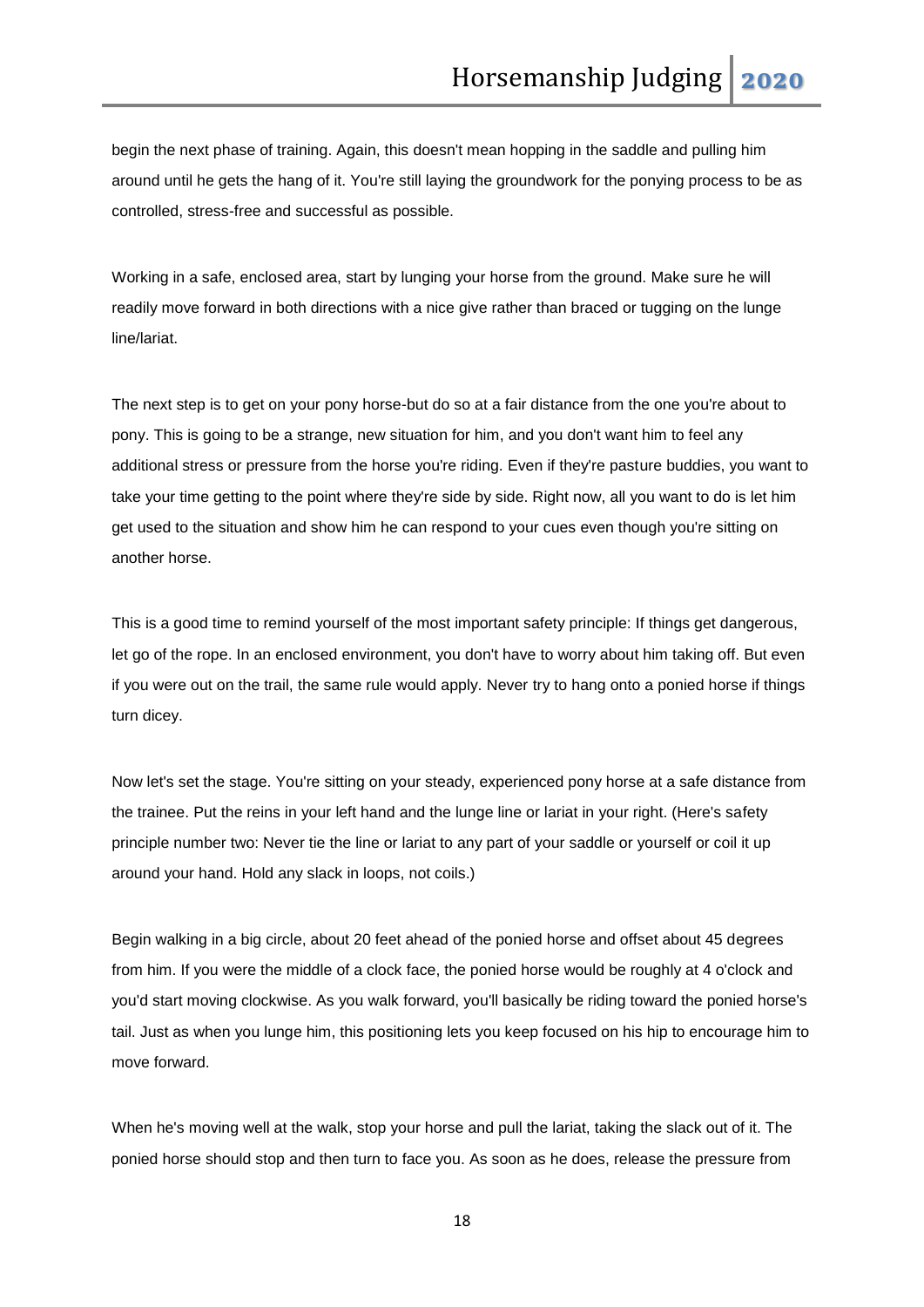begin the next phase of training. Again, this doesn't mean hopping in the saddle and pulling him around until he gets the hang of it. You're still laying the groundwork for the ponying process to be as controlled, stress-free and successful as possible.

Working in a safe, enclosed area, start by lunging your horse from the ground. Make sure he will readily move forward in both directions with a nice give rather than braced or tugging on the lunge line/lariat.

The next step is to get on your pony horse-but do so at a fair distance from the one you're about to pony. This is going to be a strange, new situation for him, and you don't want him to feel any additional stress or pressure from the horse you're riding. Even if they're pasture buddies, you want to take your time getting to the point where they're side by side. Right now, all you want to do is let him get used to the situation and show him he can respond to your cues even though you're sitting on another horse.

This is a good time to remind yourself of the most important safety principle: If things get dangerous, let go of the rope. In an enclosed environment, you don't have to worry about him taking off. But even if you were out on the trail, the same rule would apply. Never try to hang onto a ponied horse if things turn dicey.

Now let's set the stage. You're sitting on your steady, experienced pony horse at a safe distance from the trainee. Put the reins in your left hand and the lunge line or lariat in your right. (Here's safety principle number two: Never tie the line or lariat to any part of your saddle or yourself or coil it up around your hand. Hold any slack in loops, not coils.)

Begin walking in a big circle, about 20 feet ahead of the ponied horse and offset about 45 degrees from him. If you were the middle of a clock face, the ponied horse would be roughly at 4 o'clock and you'd start moving clockwise. As you walk forward, you'll basically be riding toward the ponied horse's tail. Just as when you lunge him, this positioning lets you keep focused on his hip to encourage him to move forward.

When he's moving well at the walk, stop your horse and pull the lariat, taking the slack out of it. The ponied horse should stop and then turn to face you. As soon as he does, release the pressure from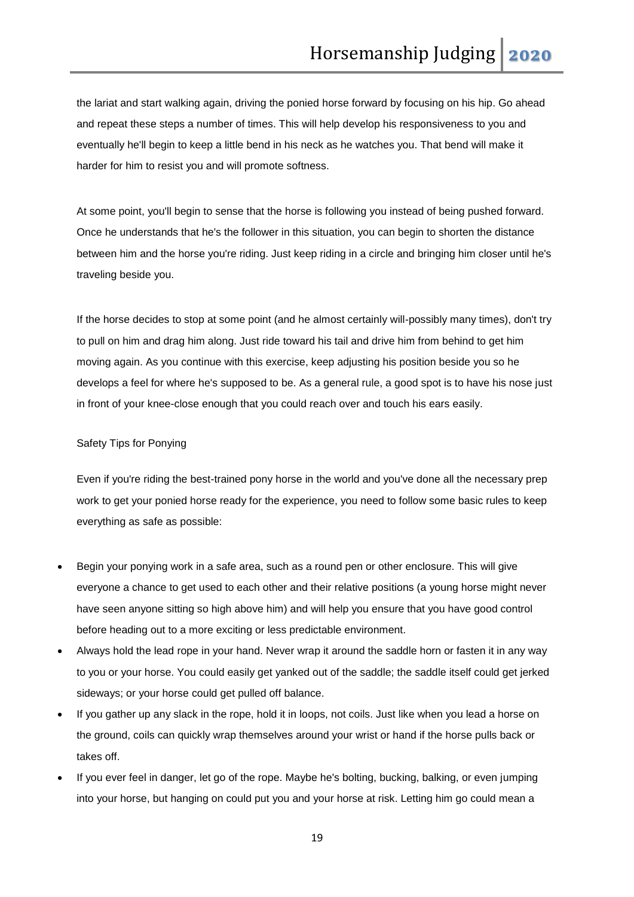the lariat and start walking again, driving the ponied horse forward by focusing on his hip. Go ahead and repeat these steps a number of times. This will help develop his responsiveness to you and eventually he'll begin to keep a little bend in his neck as he watches you. That bend will make it harder for him to resist you and will promote softness.

At some point, you'll begin to sense that the horse is following you instead of being pushed forward. Once he understands that he's the follower in this situation, you can begin to shorten the distance between him and the horse you're riding. Just keep riding in a circle and bringing him closer until he's traveling beside you.

If the horse decides to stop at some point (and he almost certainly will-possibly many times), don't try to pull on him and drag him along. Just ride toward his tail and drive him from behind to get him moving again. As you continue with this exercise, keep adjusting his position beside you so he develops a feel for where he's supposed to be. As a general rule, a good spot is to have his nose just in front of your knee-close enough that you could reach over and touch his ears easily.

Safety Tips for Ponying

Even if you're riding the best-trained pony horse in the world and you've done all the necessary prep work to get your ponied horse ready for the experience, you need to follow some basic rules to keep everything as safe as possible:

- Begin your ponying work in a safe area, such as a round pen or other enclosure. This will give everyone a chance to get used to each other and their relative positions (a young horse might never have seen anyone sitting so high above him) and will help you ensure that you have good control before heading out to a more exciting or less predictable environment.
- Always hold the lead rope in your hand. Never wrap it around the saddle horn or fasten it in any way to you or your horse. You could easily get yanked out of the saddle; the saddle itself could get jerked sideways; or your horse could get pulled off balance.
- If you gather up any slack in the rope, hold it in loops, not coils. Just like when you lead a horse on the ground, coils can quickly wrap themselves around your wrist or hand if the horse pulls back or takes off.
- If you ever feel in danger, let go of the rope. Maybe he's bolting, bucking, balking, or even jumping into your horse, but hanging on could put you and your horse at risk. Letting him go could mean a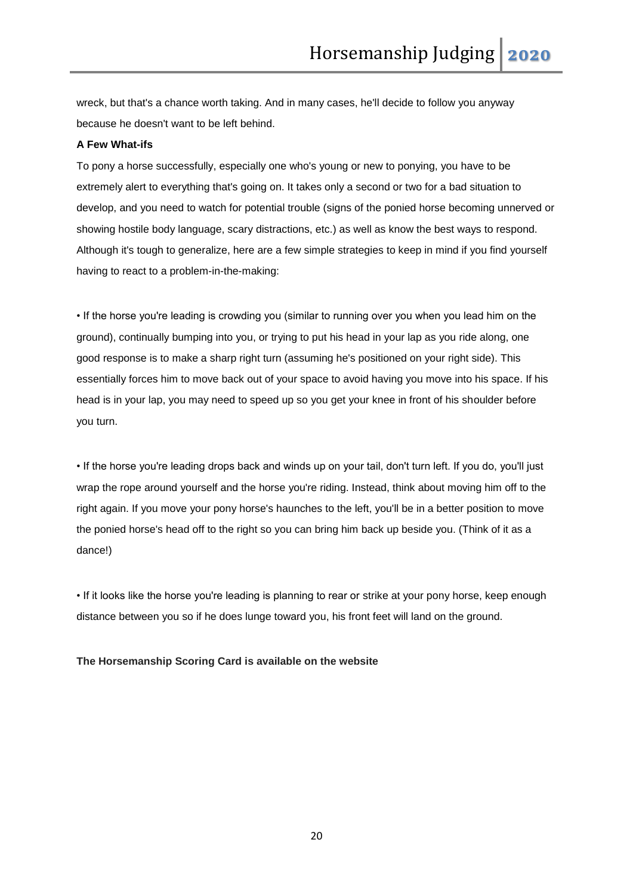wreck, but that's a chance worth taking. And in many cases, he'll decide to follow you anyway because he doesn't want to be left behind.

**A Few What-ifs**

To pony a horse successfully, especially one who's young or new to ponying, you have to be extremely alert to everything that's going on. It takes only a second or two for a bad situation to develop, and you need to watch for potential trouble (signs of the ponied horse becoming unnerved or showing hostile body language, scary distractions, etc.) as well as know the best ways to respond. Although it's tough to generalize, here are a few simple strategies to keep in mind if you find yourself having to react to a problem-in-the-making:

• If the horse you're leading is crowding you (similar to running over you when you lead him on the ground), continually bumping into you, or trying to put his head in your lap as you ride along, one good response is to make a sharp right turn (assuming he's positioned on your right side). This essentially forces him to move back out of your space to avoid having you move into his space. If his head is in your lap, you may need to speed up so you get your knee in front of his shoulder before you turn.

• If the horse you're leading drops back and winds up on your tail, don't turn left. If you do, you'll just wrap the rope around yourself and the horse you're riding. Instead, think about moving him off to the right again. If you move your pony horse's haunches to the left, you'll be in a better position to move the ponied horse's head off to the right so you can bring him back up beside you. (Think of it as a dance!)

• If it looks like the horse you're leading is planning to rear or strike at your pony horse, keep enough distance between you so if he does lunge toward you, his front feet will land on the ground.

**The Horsemanship Scoring Card is available on the website**